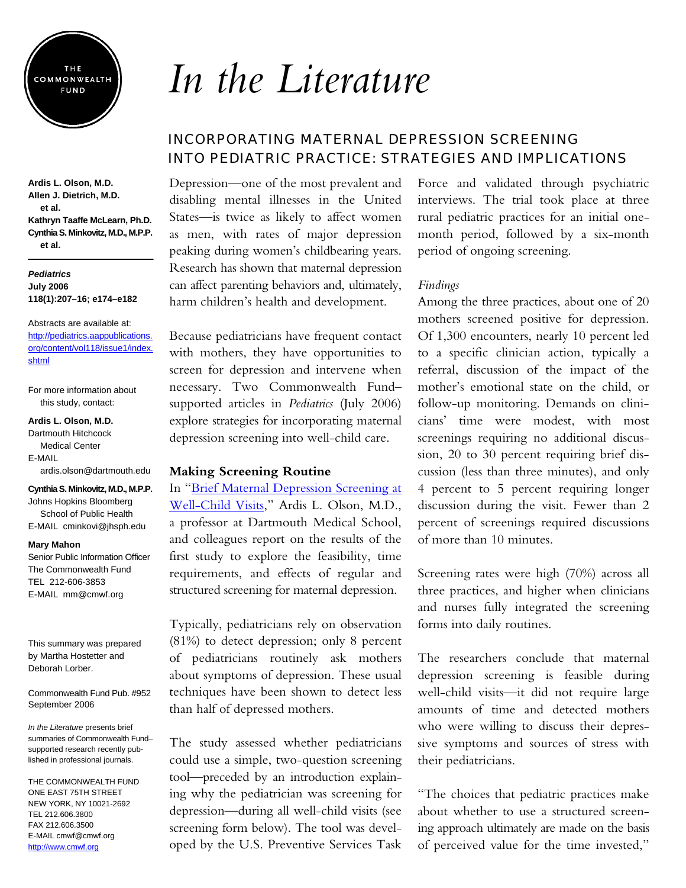THE COMMONWEALTH FUND

# In the Literature

## INCORPORATING MATERNAL DEPRESSION SCREENING INTO PEDIATRIC PRACTICE: STRATEGIES AND IMPLICATIONS

**Ardis L. Olson, M.D.**
**Allen J. Dietrich, M.D. et al.**
**Kathryn Taaffe McLearn, Ph.D.**
**Cynthia S. Minkovitz, M.D., M.P.P. et al.**

***Pediatrics***
**July 2006**
**118(1):207–16; e174–e182**

Abstracts are available at: [http://pediatrics.aappublications.org/content/vol118/issue1/index.shtml](http://pediatrics.aappublications.org/content/vol118/issue1/index.shtml)

For more information about this study, contact:

**Ardis L. Olson, M.D.**
Dartmouth Hitchcock Medical Center
E-MAIL ardis.olson@dartmouth.edu

**Cynthia S. Minkovitz, M.D., M.P.P.**
Johns Hopkins Bloomberg School of Public Health
E-MAIL cminkovi@jhsph.edu

**Mary Mahon**
Senior Public Information Officer
The Commonwealth Fund
TEL 212-606-3853
E-MAIL mm@cmwf.org

This summary was prepared by Martha Hostetter and Deborah Lorber.

Commonwealth Fund Pub. #952
September 2006

*In the Literature* presents brief summaries of Commonwealth Fund–supported research recently published in professional journals.

THE COMMONWEALTH FUND
ONE EAST 75TH STREET
NEW YORK, NY 10021-2692
TEL 212.606.3800
FAX 212.606.3500
E-MAIL cmwf@cmwf.org
[http://www.cmwf.org](http://www.cmwf.org)

Depression—one of the most prevalent and disabling mental illnesses in the United States—is twice as likely to affect women as men, with rates of major depression peaking during women's childbearing years. Research has shown that maternal depression can affect parenting behaviors and, ultimately, harm children's health and development.

Because pediatricians have frequent contact with mothers, they have opportunities to screen for depression and intervene when necessary. Two Commonwealth Fund–supported articles in *Pediatrics* (July 2006) explore strategies for incorporating maternal depression screening into well-child care.

### Making Screening Routine

In "Brief Maternal Depression Screening at Well-Child Visits," Ardis L. Olson, M.D., a professor at Dartmouth Medical School, and colleagues report on the results of the first study to explore the feasibility, time requirements, and effects of regular and structured screening for maternal depression.

Typically, pediatricians rely on observation (81%) to detect depression; only 8 percent of pediatricians routinely ask mothers about symptoms of depression. These usual techniques have been shown to detect less than half of depressed mothers.

The study assessed whether pediatricians could use a simple, two-question screening tool—preceded by an introduction explaining why the pediatrician was screening for depression—during all well-child visits (see screening form below). The tool was developed by the U.S. Preventive Services Task Force and validated through psychiatric interviews. The trial took place at three rural pediatric practices for an initial one-month period, followed by a six-month period of ongoing screening.

*Findings*

Among the three practices, about one of 20 mothers screened positive for depression. Of 1,300 encounters, nearly 10 percent led to a specific clinician action, typically a referral, discussion of the impact of the mother's emotional state on the child, or follow-up monitoring. Demands on clinicians' time were modest, with most screenings requiring no additional discussion, 20 to 30 percent requiring brief discussion (less than three minutes), and only 4 percent to 5 percent requiring longer discussion during the visit. Fewer than 2 percent of screenings required discussions of more than 10 minutes.

Screening rates were high (70%) across all three practices, and higher when clinicians and nurses fully integrated the screening forms into daily routines.

The researchers conclude that maternal depression screening is feasible during well-child visits—it did not require large amounts of time and detected mothers who were willing to discuss their depressive symptoms and sources of stress with their pediatricians.

"The choices that pediatric practices make about whether to use a structured screening approach ultimately are made on the basis of perceived value for the time invested,"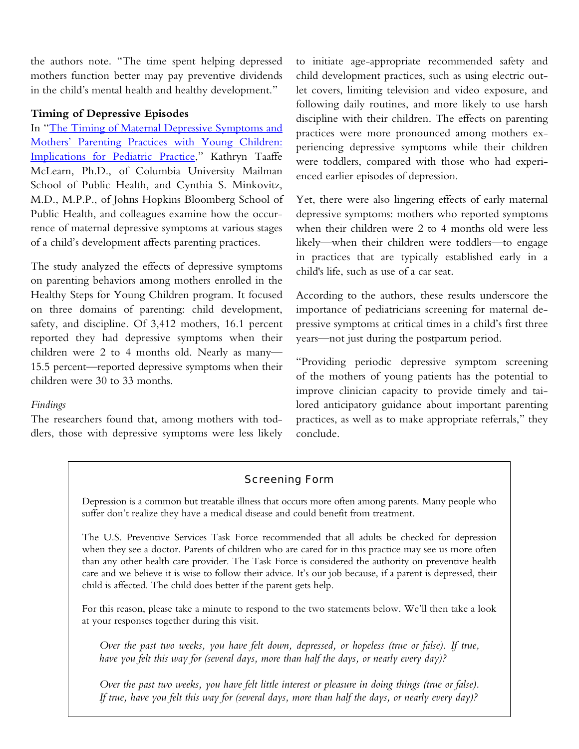the authors note. "The time spent helping depressed mothers function better may pay preventive dividends in the child's mental health and healthy development."

### Timing of Depressive Episodes

In "The Timing of Maternal Depressive Symptoms and Mothers' Parenting Practices with Young Children: Implications for Pediatric Practice," Kathryn Taaffe McLearn, Ph.D., of Columbia University Mailman School of Public Health, and Cynthia S. Minkovitz, M.D., M.P.P., of Johns Hopkins Bloomberg School of Public Health, and colleagues examine how the occurrence of maternal depressive symptoms at various stages of a child's development affects parenting practices.

The study analyzed the effects of depressive symptoms on parenting behaviors among mothers enrolled in the Healthy Steps for Young Children program. It focused on three domains of parenting: child development, safety, and discipline. Of 3,412 mothers, 16.1 percent reported they had depressive symptoms when their children were 2 to 4 months old. Nearly as many—15.5 percent—reported depressive symptoms when their children were 30 to 33 months.

*Findings*

The researchers found that, among mothers with toddlers, those with depressive symptoms were less likely to initiate age-appropriate recommended safety and child development practices, such as using electric outlet covers, limiting television and video exposure, and following daily routines, and more likely to use harsh discipline with their children. The effects on parenting practices were more pronounced among mothers experiencing depressive symptoms while their children were toddlers, compared with those who had experienced earlier episodes of depression.

Yet, there were also lingering effects of early maternal depressive symptoms: mothers who reported symptoms when their children were 2 to 4 months old were less likely—when their children were toddlers—to engage in practices that are typically established early in a child's life, such as use of a car seat.

According to the authors, these results underscore the importance of pediatricians screening for maternal depressive symptoms at critical times in a child's first three years—not just during the postpartum period.

"Providing periodic depressive symptom screening of the mothers of young patients has the potential to improve clinician capacity to provide timely and tailored anticipatory guidance about important parenting practices, as well as to make appropriate referrals," they conclude.

### Screening Form

Depression is a common but treatable illness that occurs more often among parents. Many people who suffer don't realize they have a medical disease and could benefit from treatment.

The U.S. Preventive Services Task Force recommended that all adults be checked for depression when they see a doctor. Parents of children who are cared for in this practice may see us more often than any other health care provider. The Task Force is considered the authority on preventive health care and we believe it is wise to follow their advice. It's our job because, if a parent is depressed, their child is affected. The child does better if the parent gets help.

For this reason, please take a minute to respond to the two statements below. We'll then take a look at your responses together during this visit.

*Over the past two weeks, you have felt down, depressed, or hopeless (true or false). If true, have you felt this way for (several days, more than half the days, or nearly every day)?*

*Over the past two weeks, you have felt little interest or pleasure in doing things (true or false). If true, have you felt this way for (several days, more than half the days, or nearly every day)?*